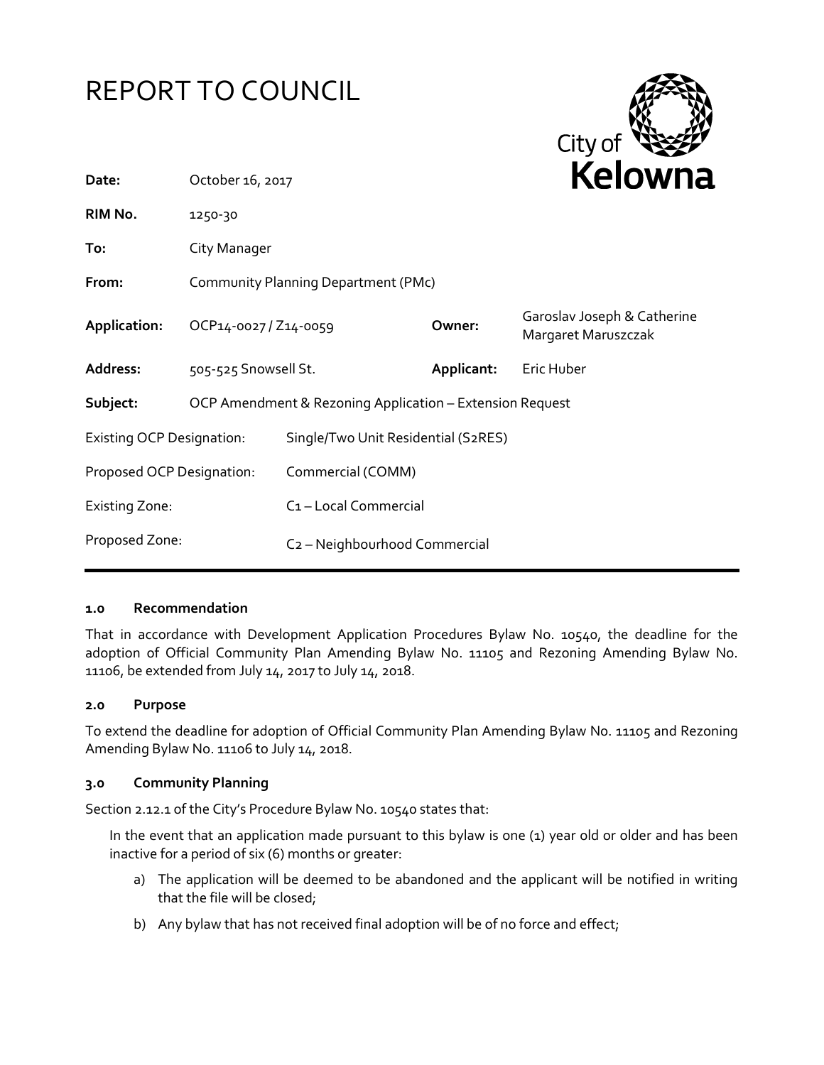# REPORT TO COUNCIL

City of Kelowna

| | | | |
|---|---|---|---|
| **Date:** | October 16, 2017 | | |
| **RIM No.** | 1250-30 | | |
| **To:** | City Manager | | |
| **From:** | Community Planning Department (PMc) | | |
| **Application:** | OCP14-0027 / Z14-0059 | **Owner:** | Garoslav Joseph & Catherine Margaret Maruszczak |
| **Address:** | 505-525 Snowsell St. | **Applicant:** | Eric Huber |
| **Subject:** | OCP Amendment & Rezoning Application – Extension Request | | |

| | |
|---|---|
| Existing OCP Designation: | Single/Two Unit Residential (S2RES) |
| Proposed OCP Designation: | Commercial (COMM) |
| Existing Zone: | C1 – Local Commercial |
| Proposed Zone: | C2 – Neighbourhood Commercial |

### 1.0 Recommendation

That in accordance with Development Application Procedures Bylaw No. 10540, the deadline for the adoption of Official Community Plan Amending Bylaw No. 11105 and Rezoning Amending Bylaw No. 11106, be extended from July 14, 2017 to July 14, 2018.

### 2.0 Purpose

To extend the deadline for adoption of Official Community Plan Amending Bylaw No. 11105 and Rezoning Amending Bylaw No. 11106 to July 14, 2018.

### 3.0 Community Planning

Section 2.12.1 of the City's Procedure Bylaw No. 10540 states that:

In the event that an application made pursuant to this bylaw is one (1) year old or older and has been inactive for a period of six (6) months or greater:

a) The application will be deemed to be abandoned and the applicant will be notified in writing that the file will be closed;

b) Any bylaw that has not received final adoption will be of no force and effect;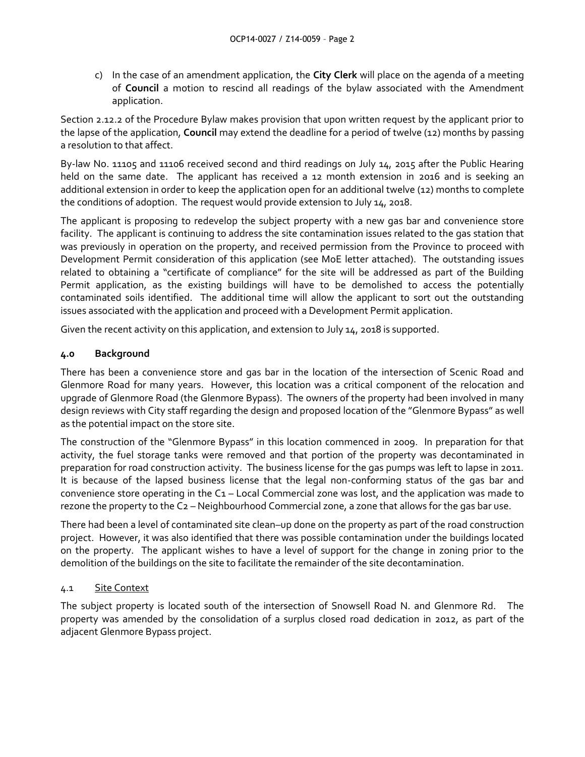c) In the case of an amendment application, the **City Clerk** will place on the agenda of a meeting of **Council** a motion to rescind all readings of the bylaw associated with the Amendment application.

Section 2.12.2 of the Procedure Bylaw makes provision that upon written request by the applicant prior to the lapse of the application, **Council** may extend the deadline for a period of twelve (12) months by passing a resolution to that affect.

By-law No. 11105 and 11106 received second and third readings on July 14, 2015 after the Public Hearing held on the same date. The applicant has received a 12 month extension in 2016 and is seeking an additional extension in order to keep the application open for an additional twelve (12) months to complete the conditions of adoption. The request would provide extension to July 14, 2018.

The applicant is proposing to redevelop the subject property with a new gas bar and convenience store facility. The applicant is continuing to address the site contamination issues related to the gas station that was previously in operation on the property, and received permission from the Province to proceed with Development Permit consideration of this application (see MoE letter attached). The outstanding issues related to obtaining a "certificate of compliance" for the site will be addressed as part of the Building Permit application, as the existing buildings will have to be demolished to access the potentially contaminated soils identified. The additional time will allow the applicant to sort out the outstanding issues associated with the application and proceed with a Development Permit application.

Given the recent activity on this application, and extension to July 14, 2018 is supported.

## 4.0 Background

There has been a convenience store and gas bar in the location of the intersection of Scenic Road and Glenmore Road for many years. However, this location was a critical component of the relocation and upgrade of Glenmore Road (the Glenmore Bypass). The owners of the property had been involved in many design reviews with City staff regarding the design and proposed location of the "Glenmore Bypass" as well as the potential impact on the store site.

The construction of the "Glenmore Bypass" in this location commenced in 2009. In preparation for that activity, the fuel storage tanks were removed and that portion of the property was decontaminated in preparation for road construction activity. The business license for the gas pumps was left to lapse in 2011. It is because of the lapsed business license that the legal non-conforming status of the gas bar and convenience store operating in the C1 – Local Commercial zone was lost, and the application was made to rezone the property to the C2 – Neighbourhood Commercial zone, a zone that allows for the gas bar use.

There had been a level of contaminated site clean–up done on the property as part of the road construction project. However, it was also identified that there was possible contamination under the buildings located on the property. The applicant wishes to have a level of support for the change in zoning prior to the demolition of the buildings on the site to facilitate the remainder of the site decontamination.

### 4.1 Site Context

The subject property is located south of the intersection of Snowsell Road N. and Glenmore Rd. The property was amended by the consolidation of a surplus closed road dedication in 2012, as part of the adjacent Glenmore Bypass project.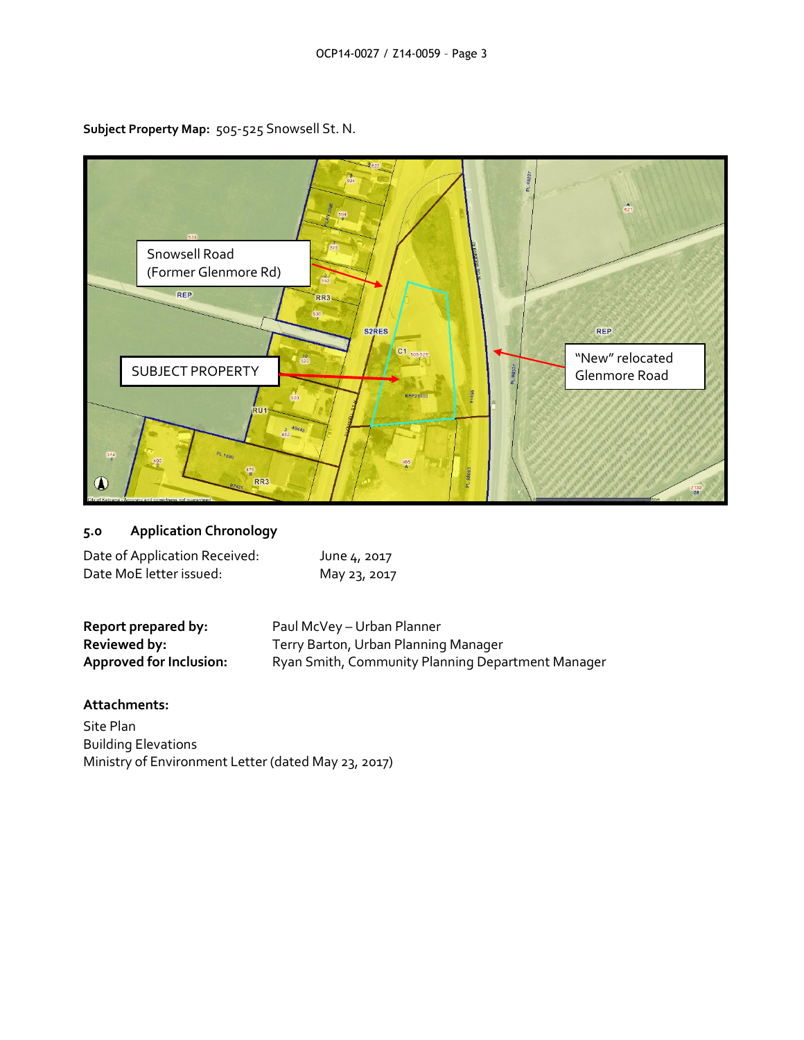**Subject Property Map:** 505-525 Snowsell St. N.

Snowsell Road (Former Glenmore Rd)

SUBJECT PROPERTY

"New" relocated Glenmore Road

## 5.0 Application Chronology

| | |
|---|---|
| Date of Application Received: | June 4, 2017 |
| Date MoE letter issued: | May 23, 2017 |

| | |
|---|---|
| **Report prepared by:** | Paul McVey – Urban Planner |
| **Reviewed by:** | Terry Barton, Urban Planning Manager |
| **Approved for Inclusion:** | Ryan Smith, Community Planning Department Manager |

**Attachments:**

Site Plan
Building Elevations
Ministry of Environment Letter (dated May 23, 2017)